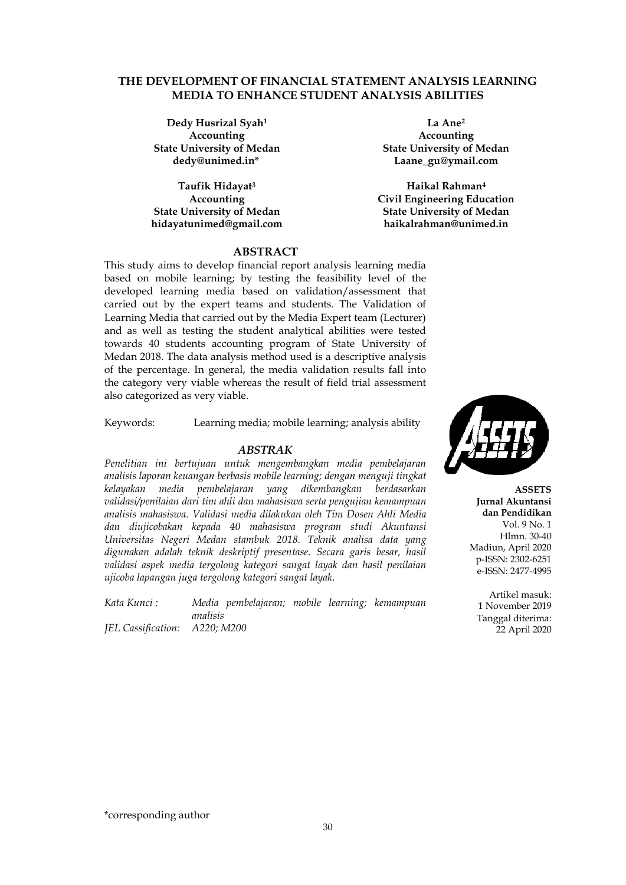# THE DEVELOPMENT OF FINANCIAL STATEMENT ANALYSIS LEARNING MEDIA TO ENHANCE STUDENT ANALYSIS ABILITIES

**Dedy Husrizal Syah[1]**
**Accounting**
**State University of Medan**
**dedy@unimed.in***

**La Ane[2]**
**Accounting**
**State University of Medan**
**Laane_gu@ymail.com**

**Taufik Hidayat[3]**
**Accounting**
**State University of Medan**
**hidayatunimed@gmail.com**

**Haikal Rahman[4]**
**Civil Engineering Education**
**State University of Medan**
**haikalrahman@unimed.in**

## ABSTRACT

This study aims to develop financial report analysis learning media based on mobile learning; by testing the feasibility level of the developed learning media based on validation/assessment that carried out by the expert teams and students. The Validation of Learning Media that carried out by the Media Expert team (Lecturer) and as well as testing the student analytical abilities were tested towards 40 students accounting program of State University of Medan 2018. The data analysis method used is a descriptive analysis of the percentage. In general, the media validation results fall into the category very viable whereas the result of field trial assessment also categorized as very viable.

Keywords: Learning media; mobile learning; analysis ability

## *ABSTRAK*

*Penelitian ini bertujuan untuk mengembangkan media pembelajaran analisis laporan keuangan berbasis mobile learning; dengan menguji tingkat kelayakan media pembelajaran yang dikembangkan berdasarkan validasi/penilaian dari tim ahli dan mahasiswa serta pengujian kemampuan analisis mahasiswa. Validasi media dilakukan oleh Tim Dosen Ahli Media dan diujicobakan kepada 40 mahasiswa program studi Akuntansi Universitas Negeri Medan stambuk 2018. Teknik analisa data yang digunakan adalah teknik deskriptif presentase. Secara garis besar, hasil validasi aspek media tergolong kategori sangat layak dan hasil penilaian ujicoba lapangan juga tergolong kategori sangat layak.*

*Kata Kunci :* *Media pembelajaran; mobile learning; kemampuan analisis*
*JEL Cassification:* *A220; M200*

**ASSETS**
**Jurnal Akuntansi dan Pendidikan**
Vol. 9 No. 1
Hlmn. 30-40
Madiun, April 2020
p-ISSN: 2302-6251
e-ISSN: 2477-4995

Artikel masuk:
1 November 2019
Tanggal diterima:
22 April 2020

*corresponding author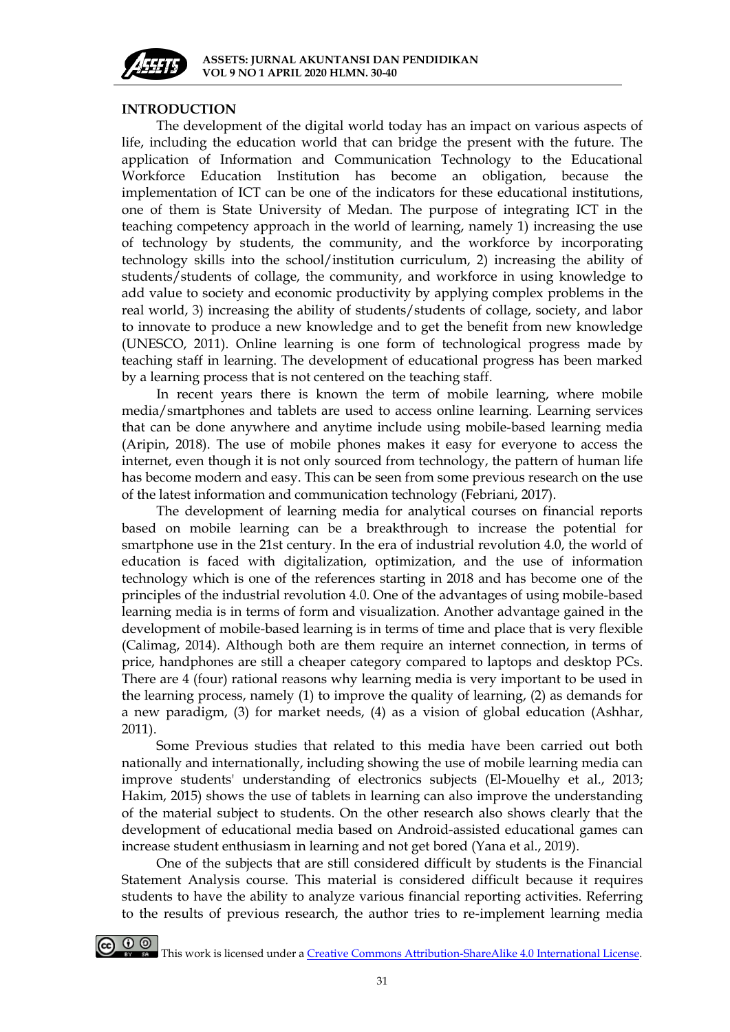## INTRODUCTION

The development of the digital world today has an impact on various aspects of life, including the education world that can bridge the present with the future. The application of Information and Communication Technology to the Educational Workforce Education Institution has become an obligation, because the implementation of ICT can be one of the indicators for these educational institutions, one of them is State University of Medan. The purpose of integrating ICT in the teaching competency approach in the world of learning, namely 1) increasing the use of technology by students, the community, and the workforce by incorporating technology skills into the school/institution curriculum, 2) increasing the ability of students/students of collage, the community, and workforce in using knowledge to add value to society and economic productivity by applying complex problems in the real world, 3) increasing the ability of students/students of collage, society, and labor to innovate to produce a new knowledge and to get the benefit from new knowledge (UNESCO, 2011). Online learning is one form of technological progress made by teaching staff in learning. The development of educational progress has been marked by a learning process that is not centered on the teaching staff.

In recent years there is known the term of mobile learning, where mobile media/smartphones and tablets are used to access online learning. Learning services that can be done anywhere and anytime include using mobile-based learning media (Aripin, 2018). The use of mobile phones makes it easy for everyone to access the internet, even though it is not only sourced from technology, the pattern of human life has become modern and easy. This can be seen from some previous research on the use of the latest information and communication technology (Febriani, 2017).

The development of learning media for analytical courses on financial reports based on mobile learning can be a breakthrough to increase the potential for smartphone use in the 21st century. In the era of industrial revolution 4.0, the world of education is faced with digitalization, optimization, and the use of information technology which is one of the references starting in 2018 and has become one of the principles of the industrial revolution 4.0. One of the advantages of using mobile-based learning media is in terms of form and visualization. Another advantage gained in the development of mobile-based learning is in terms of time and place that is very flexible (Calimag, 2014). Although both are them require an internet connection, in terms of price, handphones are still a cheaper category compared to laptops and desktop PCs. There are 4 (four) rational reasons why learning media is very important to be used in the learning process, namely (1) to improve the quality of learning, (2) as demands for a new paradigm, (3) for market needs, (4) as a vision of global education (Ashhar, 2011).

Some Previous studies that related to this media have been carried out both nationally and internationally, including showing the use of mobile learning media can improve students' understanding of electronics subjects (El-Mouelhy et al., 2013; Hakim, 2015) shows the use of tablets in learning can also improve the understanding of the material subject to students. On the other research also shows clearly that the development of educational media based on Android-assisted educational games can increase student enthusiasm in learning and not get bored (Yana et al., 2019).

One of the subjects that are still considered difficult by students is the Financial Statement Analysis course. This material is considered difficult because it requires students to have the ability to analyze various financial reporting activities. Referring to the results of previous research, the author tries to re-implement learning media

This work is licensed under a Creative Commons Attribution-ShareAlike 4.0 International License.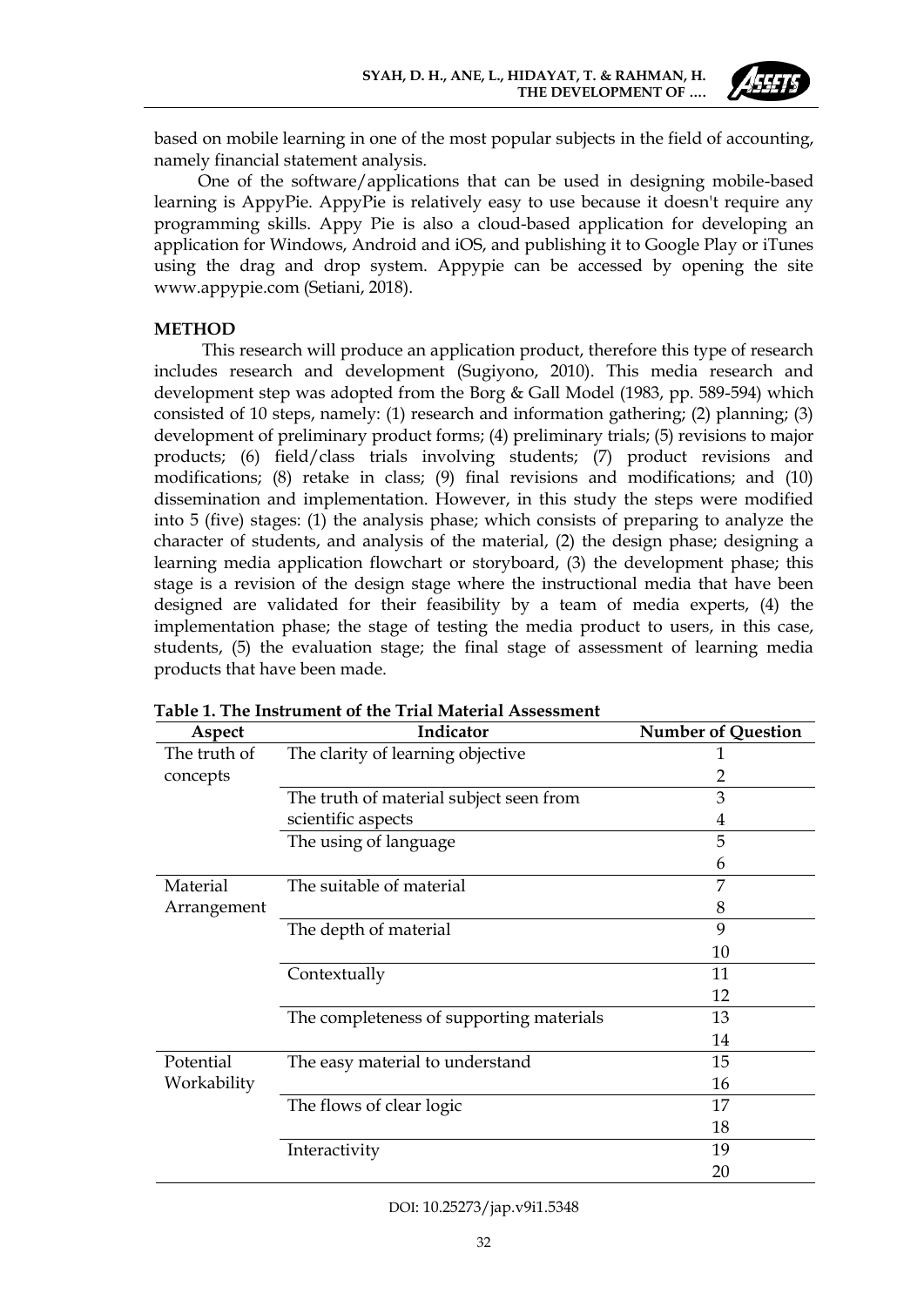based on mobile learning in one of the most popular subjects in the field of accounting, namely financial statement analysis.

One of the software/applications that can be used in designing mobile-based learning is AppyPie. AppyPie is relatively easy to use because it doesn't require any programming skills. Appy Pie is also a cloud-based application for developing an application for Windows, Android and iOS, and publishing it to Google Play or iTunes using the drag and drop system. Appypie can be accessed by opening the site www.appypie.com (Setiani, 2018).

## METHOD

This research will produce an application product, therefore this type of research includes research and development (Sugiyono, 2010). This media research and development step was adopted from the Borg & Gall Model (1983, pp. 589-594) which consisted of 10 steps, namely: (1) research and information gathering; (2) planning; (3) development of preliminary product forms; (4) preliminary trials; (5) revisions to major products; (6) field/class trials involving students; (7) product revisions and modifications; (8) retake in class; (9) final revisions and modifications; and (10) dissemination and implementation. However, in this study the steps were modified into 5 (five) stages: (1) the analysis phase; which consists of preparing to analyze the character of students, and analysis of the material, (2) the design phase; designing a learning media application flowchart or storyboard, (3) the development phase; this stage is a revision of the design stage where the instructional media that have been designed are validated for their feasibility by a team of media experts, (4) the implementation phase; the stage of testing the media product to users, in this case, students, (5) the evaluation stage; the final stage of assessment of learning media products that have been made.

**Table 1. The Instrument of the Trial Material Assessment**

| Aspect | Indicator | Number of Question |
|---|---|---|
| The truth of concepts | The clarity of learning objective | 1 |
| | | 2 |
| | The truth of material subject seen from scientific aspects | 3 |
| | | 4 |
| | The using of language | 5 |
| | | 6 |
| Material Arrangement | The suitable of material | 7 |
| | | 8 |
| | The depth of material | 9 |
| | | 10 |
| | Contextually | 11 |
| | | 12 |
| | The completeness of supporting materials | 13 |
| | | 14 |
| Potential Workability | The easy material to understand | 15 |
| | | 16 |
| | The flows of clear logic | 17 |
| | | 18 |
| | Interactivity | 19 |
| | | 20 |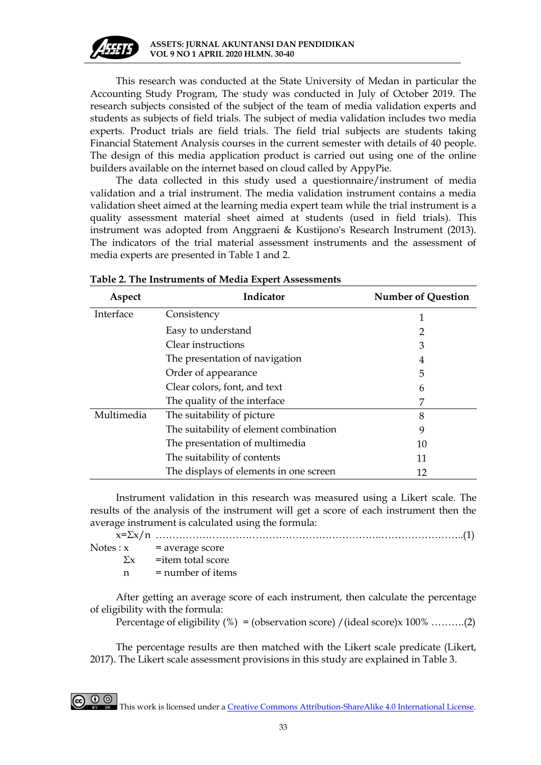This research was conducted at the State University of Medan in particular the Accounting Study Program, The study was conducted in July of October 2019. The research subjects consisted of the subject of the team of media validation experts and students as subjects of field trials. The subject of media validation includes two media experts. Product trials are field trials. The field trial subjects are students taking Financial Statement Analysis courses in the current semester with details of 40 people. The design of this media application product is carried out using one of the online builders available on the internet based on cloud called by AppyPie.

The data collected in this study used a questionnaire/instrument of media validation and a trial instrument. The media validation instrument contains a media validation sheet aimed at the learning media expert team while the trial instrument is a quality assessment material sheet aimed at students (used in field trials). This instrument was adopted from Anggraeni & Kustijono's Research Instrument (2013). The indicators of the trial material assessment instruments and the assessment of media experts are presented in Table 1 and 2.

**Table 2. The Instruments of Media Expert Assessments**

| Aspect | Indicator | Number of Question |
|---|---|---|
| Interface | Consistency | 1 |
| | Easy to understand | 2 |
| | Clear instructions | 3 |
| | The presentation of navigation | 4 |
| | Order of appearance | 5 |
| | Clear colors, font, and text | 6 |
| | The quality of the interface | 7 |
| Multimedia | The suitability of picture | 8 |
| | The suitability of element combination | 9 |
| | The presentation of multimedia | 10 |
| | The suitability of contents | 11 |
| | The displays of elements in one screen | 12 |

Instrument validation in this research was measured using a Likert scale. The results of the analysis of the instrument will get a score of each instrument then the average instrument is calculated using the formula:

$$x = \Sigma x / n \quad \text{.....(1)}$$

Notes : $x$ = average score

$\Sigma x$ = item total score

$n$ = number of items

After getting an average score of each instrument, then calculate the percentage of eligibility with the formula:

$$\text{Percentage of eligibility } (\%) = (\text{observation score}) / (\text{ideal score}) \times 100\% \quad \text{.....(2)}$$

The percentage results are then matched with the Likert scale predicate (Likert, 2017). The Likert scale assessment provisions in this study are explained in Table 3.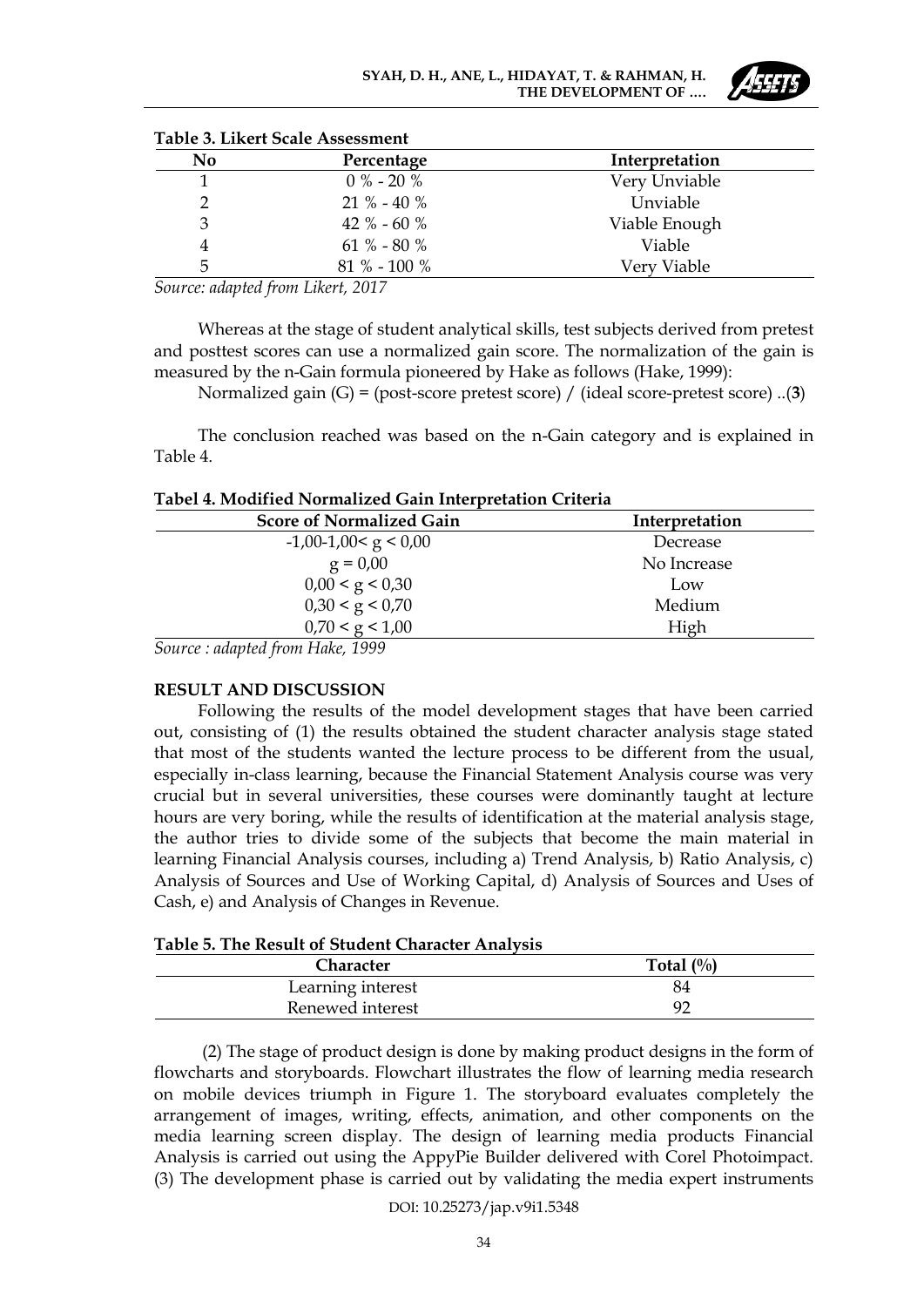**Table 3. Likert Scale Assessment**

| No | Percentage | Interpretation |
|---|---|---|
| 1 | 0 % - 20 % | Very Unviable |
| 2 | 21 % - 40 % | Unviable |
| 3 | 42 % - 60 % | Viable Enough |
| 4 | 61 % - 80 % | Viable |
| 5 | 81 % - 100 % | Very Viable |

*Source: adapted from Likert, 2017*

Whereas at the stage of student analytical skills, test subjects derived from pretest and posttest scores can use a normalized gain score. The normalization of the gain is measured by the n-Gain formula pioneered by Hake as follows (Hake, 1999):

Normalized gain (G) = (post-score pretest score) / (ideal score-pretest score) ..(**3**)

The conclusion reached was based on the n-Gain category and is explained in Table 4.

**Tabel 4. Modified Normalized Gain Interpretation Criteria**

| Score of Normalized Gain | Interpretation |
|---|---|
| $-1,00\text{-}1,00 < g < 0,00$ | Decrease |
| $g = 0,00$ | No Increase |
| $0,00 < g < 0,30$ | Low |
| $0,30 < g < 0,70$ | Medium |
| $0,70 < g < 1,00$ | High |

*Source : adapted from Hake, 1999*

## RESULT AND DISCUSSION

Following the results of the model development stages that have been carried out, consisting of (1) the results obtained the student character analysis stage stated that most of the students wanted the lecture process to be different from the usual, especially in-class learning, because the Financial Statement Analysis course was very crucial but in several universities, these courses were dominantly taught at lecture hours are very boring, while the results of identification at the material analysis stage, the author tries to divide some of the subjects that become the main material in learning Financial Analysis courses, including a) Trend Analysis, b) Ratio Analysis, c) Analysis of Sources and Use of Working Capital, d) Analysis of Sources and Uses of Cash, e) and Analysis of Changes in Revenue.

**Table 5. The Result of Student Character Analysis**

| Character | Total (%) |
|---|---|
| Learning interest | 84 |
| Renewed interest | 92 |

(2) The stage of product design is done by making product designs in the form of flowcharts and storyboards. Flowchart illustrates the flow of learning media research on mobile devices triumph in Figure 1. The storyboard evaluates completely the arrangement of images, writing, effects, animation, and other components on the media learning screen display. The design of learning media products Financial Analysis is carried out using the AppyPie Builder delivered with Corel Photoimpact. (3) The development phase is carried out by validating the media expert instruments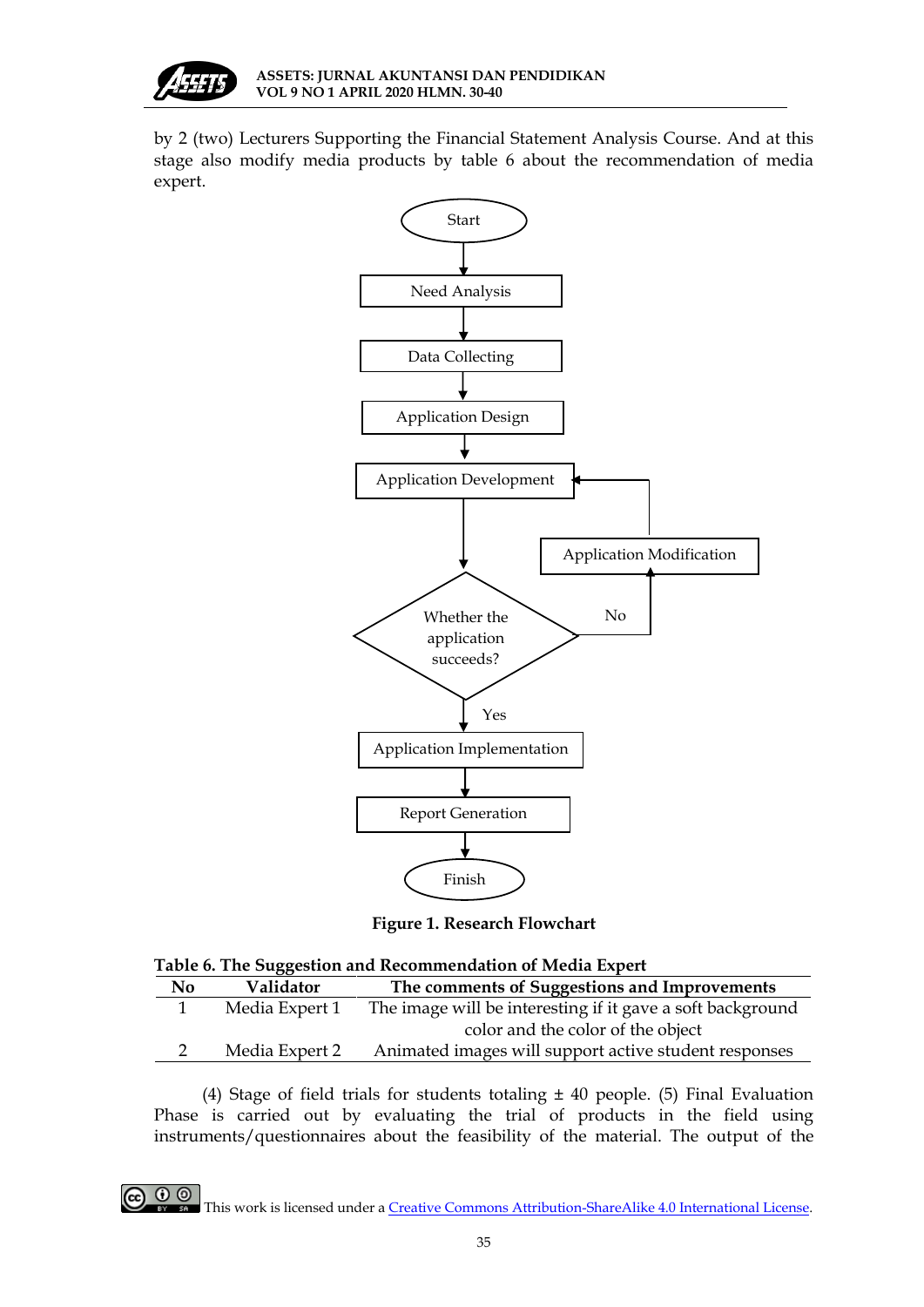by 2 (two) Lecturers Supporting the Financial Statement Analysis Course. And at this stage also modify media products by table 6 about the recommendation of media expert.

**Figure 1. Research Flowchart**

**Table 6. The Suggestion and Recommendation of Media Expert**

| No | Validator | The comments of Suggestions and Improvements |
|---|---|---|
| 1 | Media Expert 1 | The image will be interesting if it gave a soft background color and the color of the object |
| 2 | Media Expert 2 | Animated images will support active student responses |

(4) Stage of field trials for students totaling ± 40 people. (5) Final Evaluation Phase is carried out by evaluating the trial of products in the field using instruments/questionnaires about the feasibility of the material. The output of the

This work is licensed under a Creative Commons Attribution-ShareAlike 4.0 International License.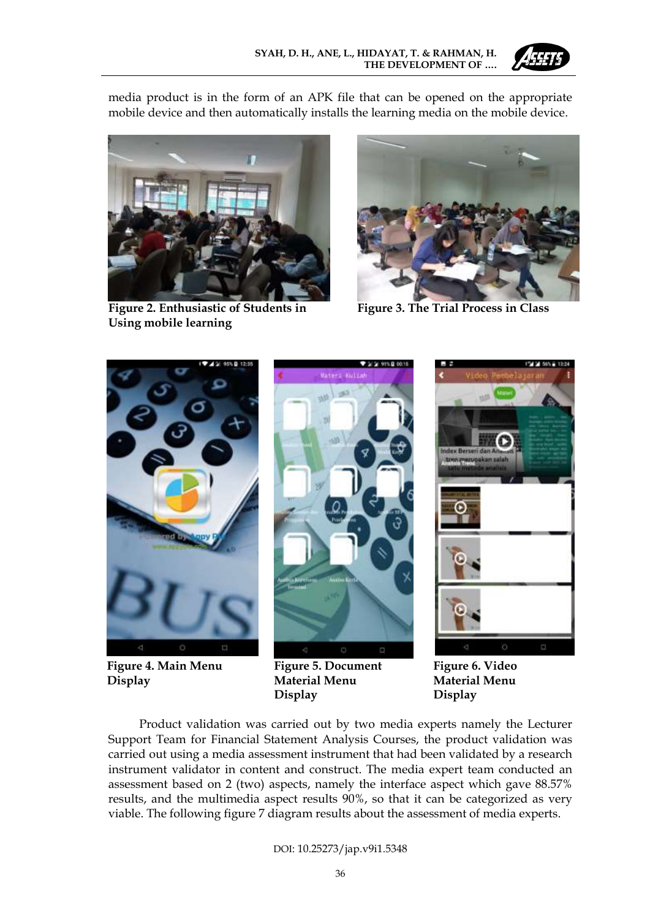media product is in the form of an APK file that can be opened on the appropriate mobile device and then automatically installs the learning media on the mobile device.

**Figure 2. Enthusiastic of Students in Using mobile learning**

**Figure 3. The Trial Process in Class**

**Figure 4. Main Menu Display**

**Figure 5. Document Material Menu Display**

**Figure 6. Video Material Menu Display**

Product validation was carried out by two media experts namely the Lecturer Support Team for Financial Statement Analysis Courses, the product validation was carried out using a media assessment instrument that had been validated by a research instrument validator in content and construct. The media expert team conducted an assessment based on 2 (two) aspects, namely the interface aspect which gave 88.57% results, and the multimedia aspect results 90%, so that it can be categorized as very viable. The following figure 7 diagram results about the assessment of media experts.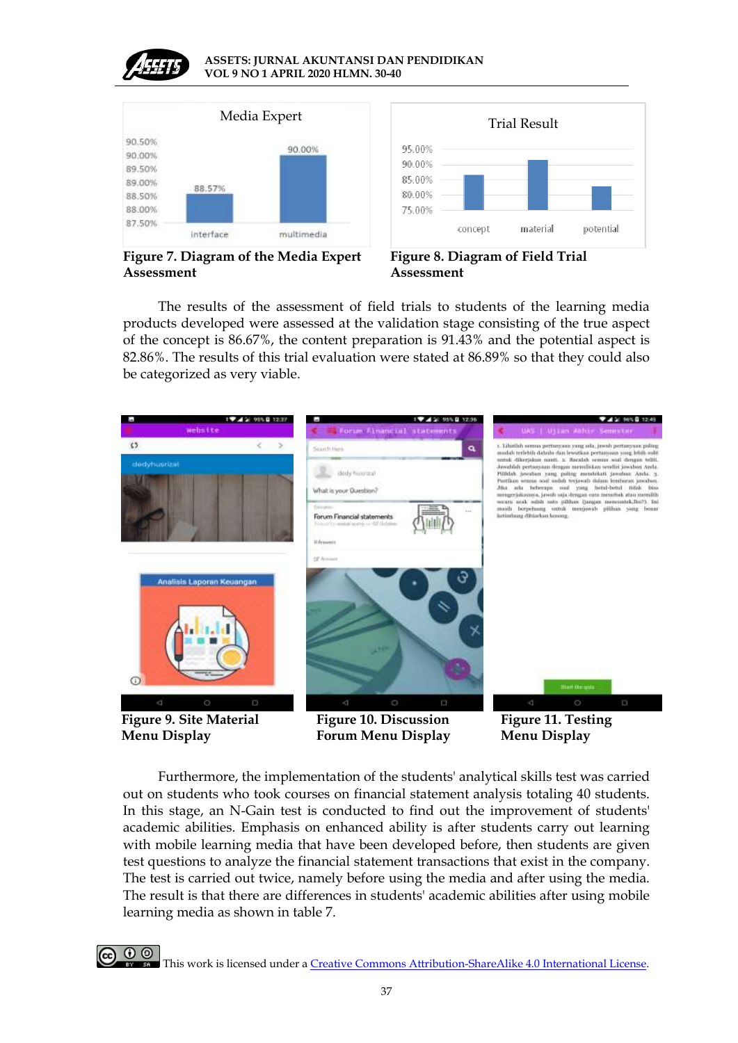Figure 7. Diagram of the Media Expert Assessment

Figure 8. Diagram of Field Trial Assessment

The results of the assessment of field trials to students of the learning media products developed were assessed at the validation stage consisting of the true aspect of the concept is 86.67%, the content preparation is 91.43% and the potential aspect is 82.86%. The results of this trial evaluation were stated at 86.89% so that they could also be categorized as very viable.

Figure 9. Site Material Menu Display

Figure 10. Discussion Forum Menu Display

Figure 11. Testing Menu Display

Furthermore, the implementation of the students' analytical skills test was carried out on students who took courses on financial statement analysis totaling 40 students. In this stage, an N-Gain test is conducted to find out the improvement of students' academic abilities. Emphasis on enhanced ability is after students carry out learning with mobile learning media that have been developed before, then students are given test questions to analyze the financial statement transactions that exist in the company. The test is carried out twice, namely before using the media and after using the media. The result is that there are differences in students' academic abilities after using mobile learning media as shown in table 7.

This work is licensed under a Creative Commons Attribution-ShareAlike 4.0 International License.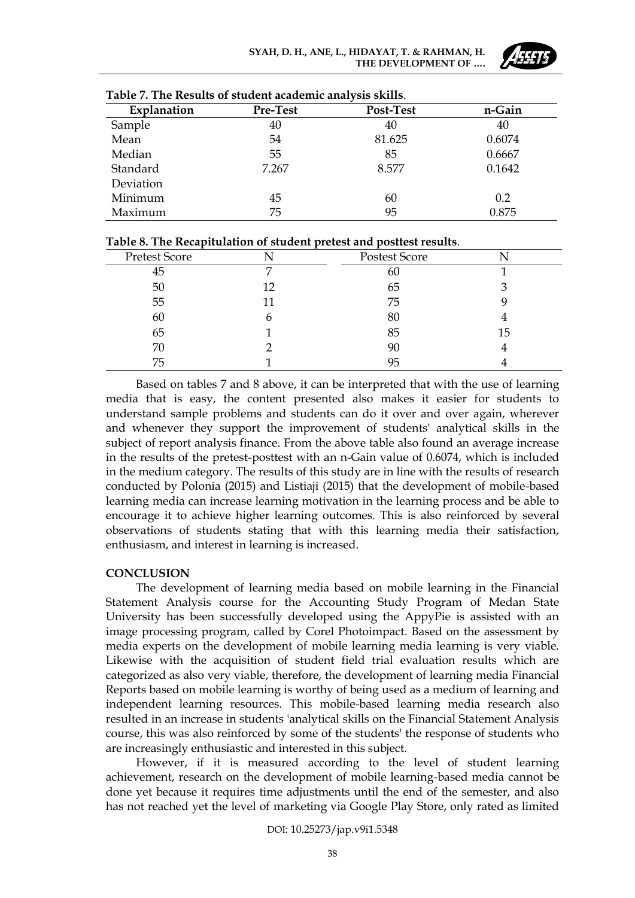**Table 7. The Results of student academic analysis skills**.

| Explanation | Pre-Test | Post-Test | n-Gain |
|---|---|---|---|
| Sample | 40 | 40 | 40 |
| Mean | 54 | 81.625 | 0.6074 |
| Median | 55 | 85 | 0.6667 |
| Standard Deviation | 7.267 | 8.577 | 0.1642 |
| Minimum | 45 | 60 | 0.2 |
| Maximum | 75 | 95 | 0.875 |

**Table 8. The Recapitulation of student pretest and posttest results**.

| Pretest Score | N | Postest Score | N |
|---|---|---|---|
| 45 | 7 | 60 | 1 |
| 50 | 12 | 65 | 3 |
| 55 | 11 | 75 | 9 |
| 60 | 6 | 80 | 4 |
| 65 | 1 | 85 | 15 |
| 70 | 2 | 90 | 4 |
| 75 | 1 | 95 | 4 |

Based on tables 7 and 8 above, it can be interpreted that with the use of learning media that is easy, the content presented also makes it easier for students to understand sample problems and students can do it over and over again, wherever and whenever they support the improvement of students' analytical skills in the subject of report analysis finance. From the above table also found an average increase in the results of the pretest-posttest with an n-Gain value of 0.6074, which is included in the medium category. The results of this study are in line with the results of research conducted by Polonia (2015) and Listiaji (2015) that the development of mobile-based learning media can increase learning motivation in the learning process and be able to encourage it to achieve higher learning outcomes. This is also reinforced by several observations of students stating that with this learning media their satisfaction, enthusiasm, and interest in learning is increased.

## CONCLUSION

The development of learning media based on mobile learning in the Financial Statement Analysis course for the Accounting Study Program of Medan State University has been successfully developed using the AppyPie is assisted with an image processing program, called by Corel Photoimpact. Based on the assessment by media experts on the development of mobile learning media learning is very viable. Likewise with the acquisition of student field trial evaluation results which are categorized as also very viable, therefore, the development of learning media Financial Reports based on mobile learning is worthy of being used as a medium of learning and independent learning resources. This mobile-based learning media research also resulted in an increase in students 'analytical skills on the Financial Statement Analysis course, this was also reinforced by some of the students' the response of students who are increasingly enthusiastic and interested in this subject.

However, if it is measured according to the level of student learning achievement, research on the development of mobile learning-based media cannot be done yet because it requires time adjustments until the end of the semester, and also has not reached yet the level of marketing via Google Play Store, only rated as limited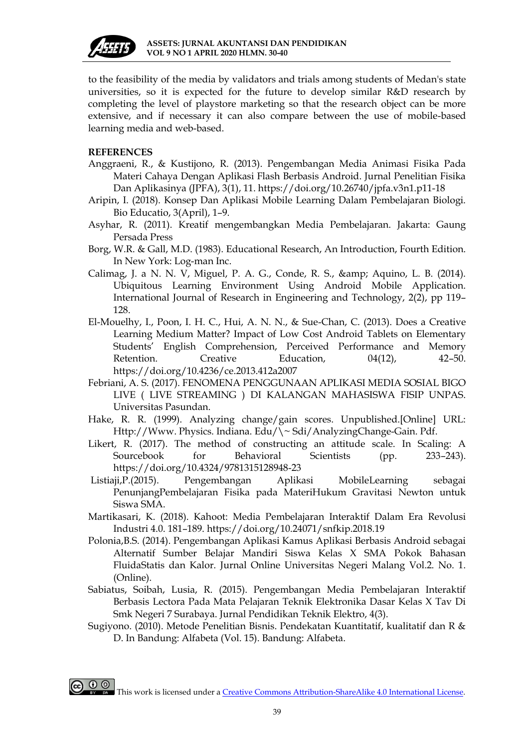to the feasibility of the media by validators and trials among students of Medan's state universities, so it is expected for the future to develop similar R&D research by completing the level of playstore marketing so that the research object can be more extensive, and if necessary it can also compare between the use of mobile-based learning media and web-based.

**REFERENCES**

Anggraeni, R., & Kustijono, R. (2013). Pengembangan Media Animasi Fisika Pada Materi Cahaya Dengan Aplikasi Flash Berbasis Android. Jurnal Penelitian Fisika Dan Aplikasinya (JPFA), 3(1), 11. https://doi.org/10.26740/jpfa.v3n1.p11-18

Aripin, I. (2018). Konsep Dan Aplikasi Mobile Learning Dalam Pembelajaran Biologi. Bio Educatio, 3(April), 1–9.

Asyhar, R. (2011). Kreatif mengembangkan Media Pembelajaran. Jakarta: Gaung Persada Press

Borg, W.R. & Gall, M.D. (1983). Educational Research, An Introduction, Fourth Edition. In New York: Log-man Inc.

Calimag, J. a N. N. V, Miguel, P. A. G., Conde, R. S., &amp; Aquino, L. B. (2014). Ubiquitous Learning Environment Using Android Mobile Application. International Journal of Research in Engineering and Technology, 2(2), pp 119–128.

El-Mouelhy, I., Poon, I. H. C., Hui, A. N. N., & Sue-Chan, C. (2013). Does a Creative Learning Medium Matter? Impact of Low Cost Android Tablets on Elementary Students' English Comprehension, Perceived Performance and Memory Retention. Creative Education, 04(12), 42–50. https://doi.org/10.4236/ce.2013.412a2007

Febriani, A. S. (2017). FENOMENA PENGGUNAAN APLIKASI MEDIA SOSIAL BIGO LIVE ( LIVE STREAMING ) DI KALANGAN MAHASISWA FISIP UNPAS. Universitas Pasundan.

Hake, R. R. (1999). Analyzing change/gain scores. Unpublished.[Online] URL: Http://Www. Physics. Indiana. Edu/\~ Sdi/AnalyzingChange-Gain. Pdf.

Likert, R. (2017). The method of constructing an attitude scale. In Scaling: A Sourcebook for Behavioral Scientists (pp. 233–243). https://doi.org/10.4324/9781315128948-23

Listiaji,P.(2015). Pengembangan Aplikasi MobileLearning sebagai PenunjangPembelajaran Fisika pada MateriHukum Gravitasi Newton untuk Siswa SMA.

Martikasari, K. (2018). Kahoot: Media Pembelajaran Interaktif Dalam Era Revolusi Industri 4.0. 181–189. https://doi.org/10.24071/snfkip.2018.19

Polonia,B.S. (2014). Pengembangan Aplikasi Kamus Aplikasi Berbasis Android sebagai Alternatif Sumber Belajar Mandiri Siswa Kelas X SMA Pokok Bahasan FluidaStatis dan Kalor. Jurnal Online Universitas Negeri Malang Vol.2. No. 1. (Online).

Sabiatus, Soibah, Lusia, R. (2015). Pengembangan Media Pembelajaran Interaktif Berbasis Lectora Pada Mata Pelajaran Teknik Elektronika Dasar Kelas X Tav Di Smk Negeri 7 Surabaya. Jurnal Pendidikan Teknik Elektro, 4(3).

Sugiyono. (2010). Metode Penelitian Bisnis. Pendekatan Kuantitatif, kualitatif dan R & D. In Bandung: Alfabeta (Vol. 15). Bandung: Alfabeta.

This work is licensed under a Creative Commons Attribution-ShareAlike 4.0 International License.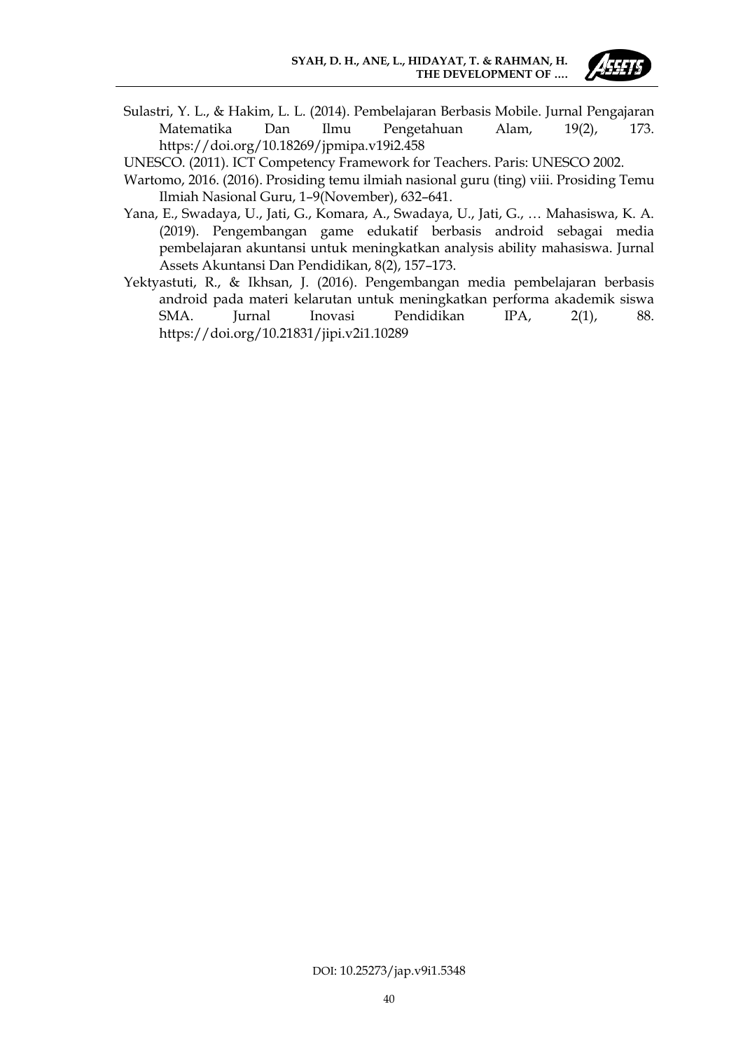Sulastri, Y. L., & Hakim, L. L. (2014). Pembelajaran Berbasis Mobile. Jurnal Pengajaran Matematika Dan Ilmu Pengetahuan Alam, 19(2), 173. https://doi.org/10.18269/jpmipa.v19i2.458

UNESCO. (2011). ICT Competency Framework for Teachers. Paris: UNESCO 2002.

Wartomo, 2016. (2016). Prosiding temu ilmiah nasional guru (ting) viii. Prosiding Temu Ilmiah Nasional Guru, 1–9(November), 632–641.

Yana, E., Swadaya, U., Jati, G., Komara, A., Swadaya, U., Jati, G., … Mahasiswa, K. A. (2019). Pengembangan game edukatif berbasis android sebagai media pembelajaran akuntansi untuk meningkatkan analysis ability mahasiswa. Jurnal Assets Akuntansi Dan Pendidikan, 8(2), 157–173.

Yektyastuti, R., & Ikhsan, J. (2016). Pengembangan media pembelajaran berbasis android pada materi kelarutan untuk meningkatkan performa akademik siswa SMA. Jurnal Inovasi Pendidikan IPA, 2(1), 88. https://doi.org/10.21831/jipi.v2i1.10289